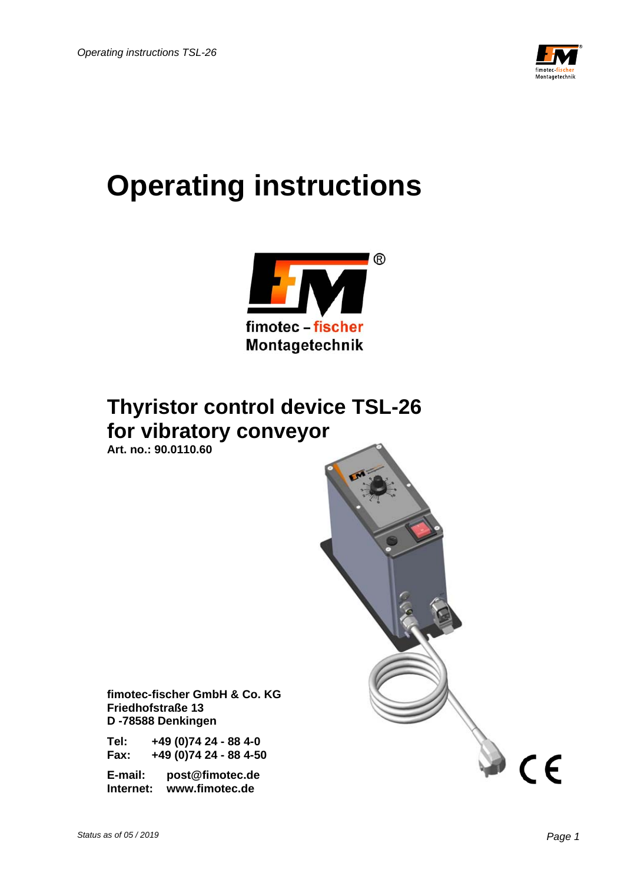# Operating instructions

fimotec – fischer
Montagetechnik

## Thyristor control device TSL-26 for vibratory conveyor

**Art. no.: 90.0110.60**

**fimotec-fischer GmbH & Co. KG**
**Friedhofstraße 13**
**D -78588 Denkingen**

**Tel:** **+49 (0)74 24 - 88 4-0**
**Fax:** **+49 (0)74 24 - 88 4-50**

**E-mail:** **post@fimotec.de**
**Internet:** **www.fimotec.de**

*Status as of 05 / 2019*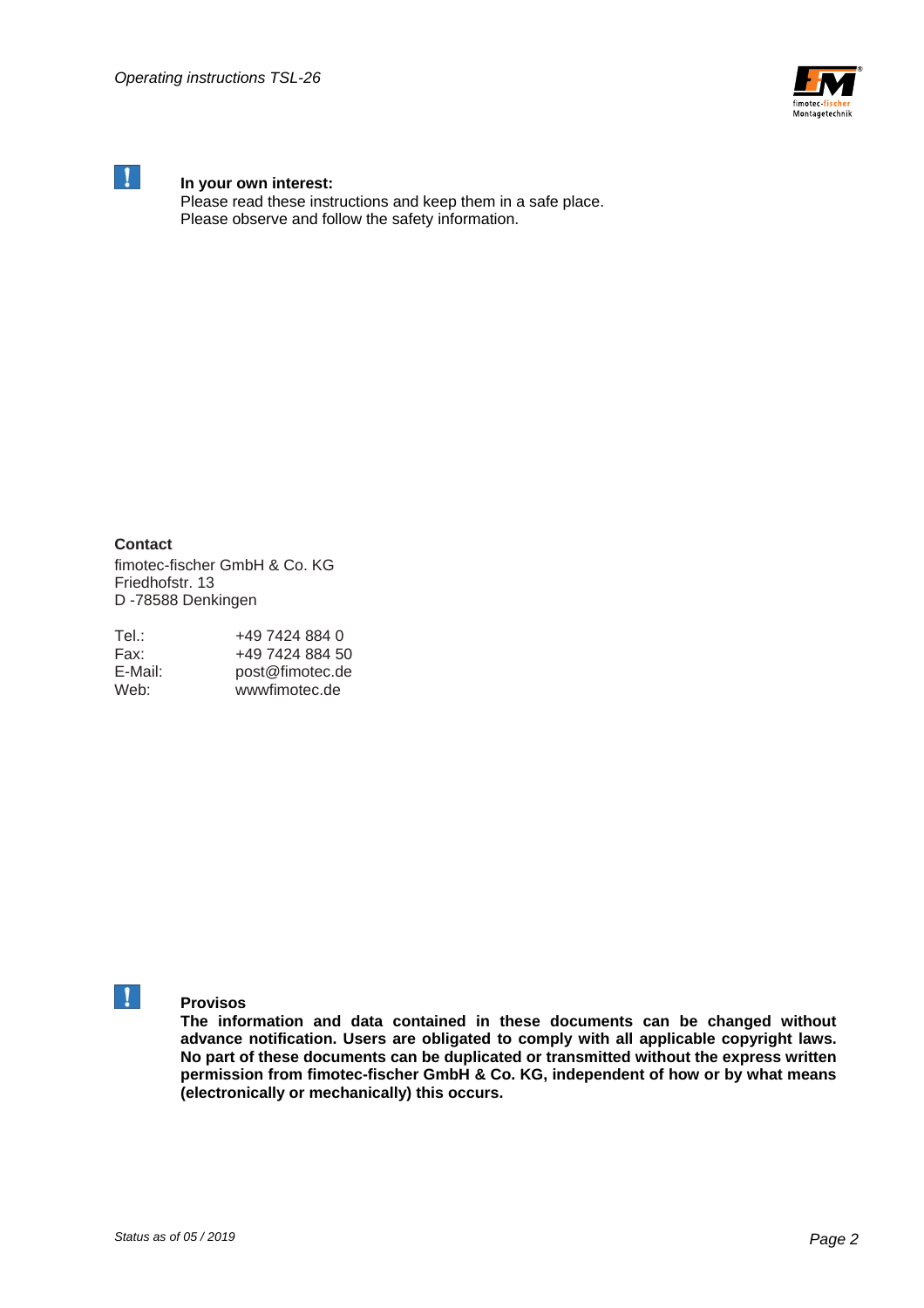**In your own interest:**
Please read these instructions and keep them in a safe place.
Please observe and follow the safety information.

**Contact**
fimotec-fischer GmbH & Co. KG
Friedhofstr. 13
D -78588 Denkingen

| | |
|---|---|
| Tel.: | +49 7424 884 0 |
| Fax: | +49 7424 884 50 |
| E-Mail: | post@fimotec.de |
| Web: | wwwfimotec.de |

**Provisos**
**The information and data contained in these documents can be changed without advance notification. Users are obligated to comply with all applicable copyright laws. No part of these documents can be duplicated or transmitted without the express written permission from fimotec-fischer GmbH & Co. KG, independent of how or by what means (electronically or mechanically) this occurs.**

*Status as of 05 / 2019*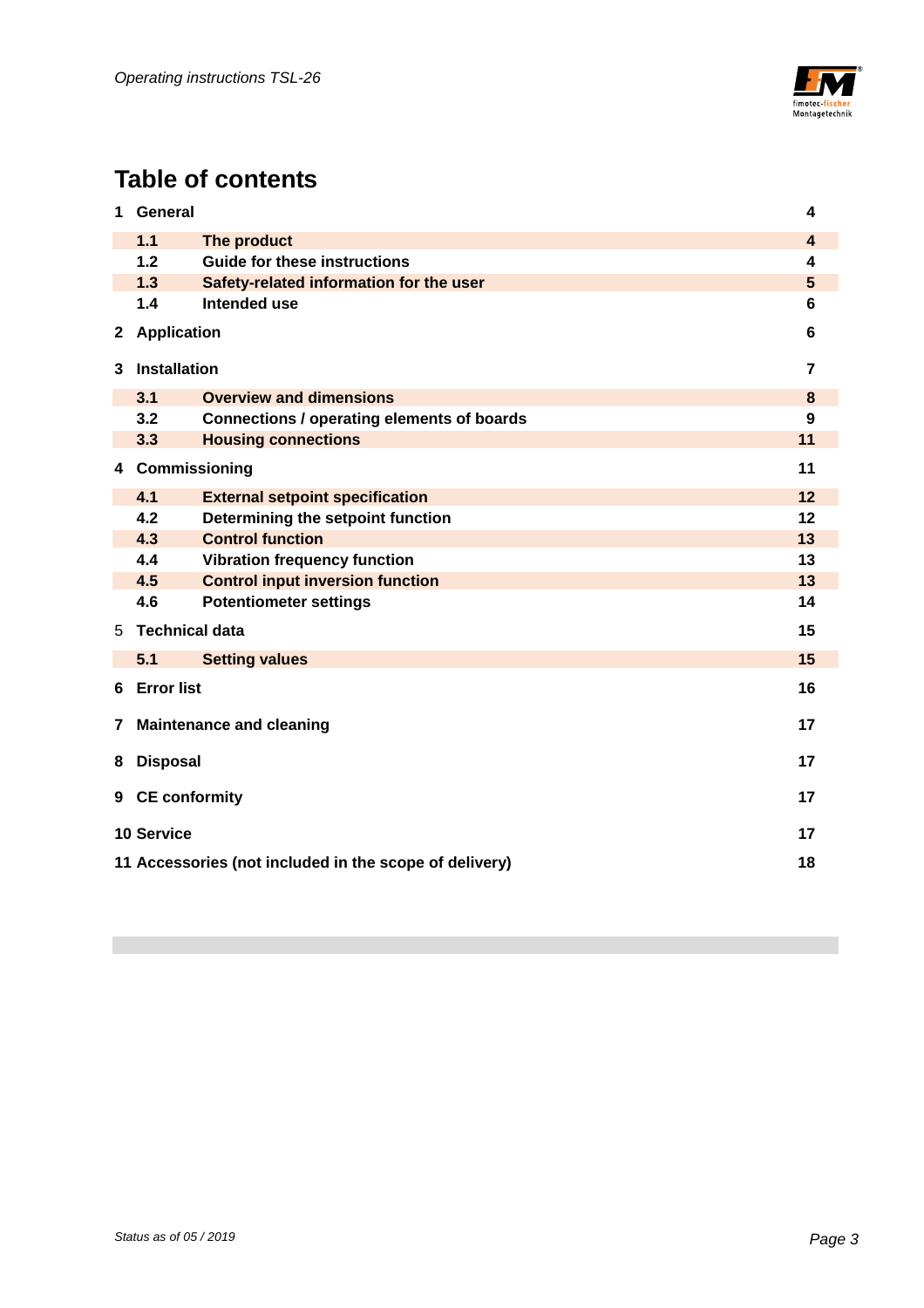# Table of contents

| | | |
|---|---|---|
| **1 General** | | **4** |
| **1.1** | **The product** | **4** |
| **1.2** | **Guide for these instructions** | **4** |
| **1.3** | **Safety-related information for the user** | **5** |
| **1.4** | **Intended use** | **6** |
| **2 Application** | | **6** |
| **3 Installation** | | **7** |
| **3.1** | **Overview and dimensions** | **8** |
| **3.2** | **Connections / operating elements of boards** | **9** |
| **3.3** | **Housing connections** | **11** |
| **4 Commissioning** | | **11** |
| **4.1** | **External setpoint specification** | **12** |
| **4.2** | **Determining the setpoint function** | **12** |
| **4.3** | **Control function** | **13** |
| **4.4** | **Vibration frequency function** | **13** |
| **4.5** | **Control input inversion function** | **13** |
| **4.6** | **Potentiometer settings** | **14** |
| 5 **Technical data** | | **15** |
| **5.1** | **Setting values** | **15** |
| **6 Error list** | | **16** |
| **7 Maintenance and cleaning** | | **17** |
| **8 Disposal** | | **17** |
| **9 CE conformity** | | **17** |
| **10 Service** | | **17** |
| **11 Accessories (not included in the scope of delivery)** | | **18** |

*Status as of 05 / 2019*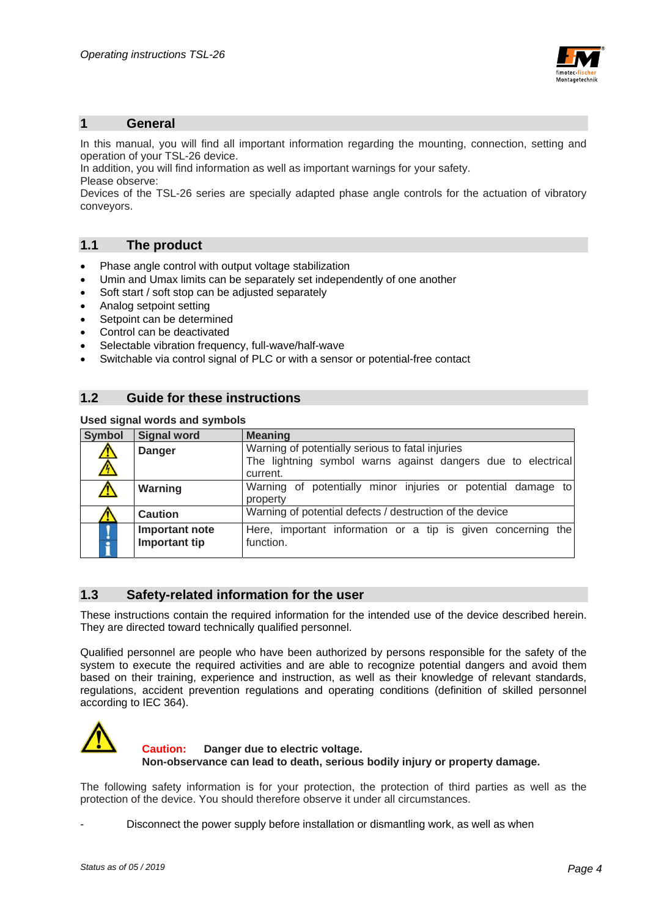## 1 General

In this manual, you will find all important information regarding the mounting, connection, setting and operation of your TSL-26 device.
In addition, you will find information as well as important warnings for your safety.
Please observe:
Devices of the TSL-26 series are specially adapted phase angle controls for the actuation of vibratory conveyors.

### 1.1 The product

- Phase angle control with output voltage stabilization
- Umin and Umax limits can be separately set independently of one another
- Soft start / soft stop can be adjusted separately
- Analog setpoint setting
- Setpoint can be determined
- Control can be deactivated
- Selectable vibration frequency, full-wave/half-wave
- Switchable via control signal of PLC or with a sensor or potential-free contact

### 1.2 Guide for these instructions

**Used signal words and symbols**

| Symbol | Signal word | Meaning |
|---|---|---|
| | **Danger** | Warning of potentially serious to fatal injuries<br>The lightning symbol warns against dangers due to electrical current. |
| | **Warning** | Warning of potentially minor injuries or potential damage to property |
| | **Caution** | Warning of potential defects / destruction of the device |
| | **Important note**<br>**Important tip** | Here, important information or a tip is given concerning the function. |

### 1.3 Safety-related information for the user

These instructions contain the required information for the intended use of the device described herein. They are directed toward technically qualified personnel.

Qualified personnel are people who have been authorized by persons responsible for the safety of the system to execute the required activities and are able to recognize potential dangers and avoid them based on their training, experience and instruction, as well as their knowledge of relevant standards, regulations, accident prevention regulations and operating conditions (definition of skilled personnel according to IEC 364).

**Caution:** **Danger due to electric voltage.**
**Non-observance can lead to death, serious bodily injury or property damage.**

The following safety information is for your protection, the protection of third parties as well as the protection of the device. You should therefore observe it under all circumstances.

- Disconnect the power supply before installation or dismantling work, as well as when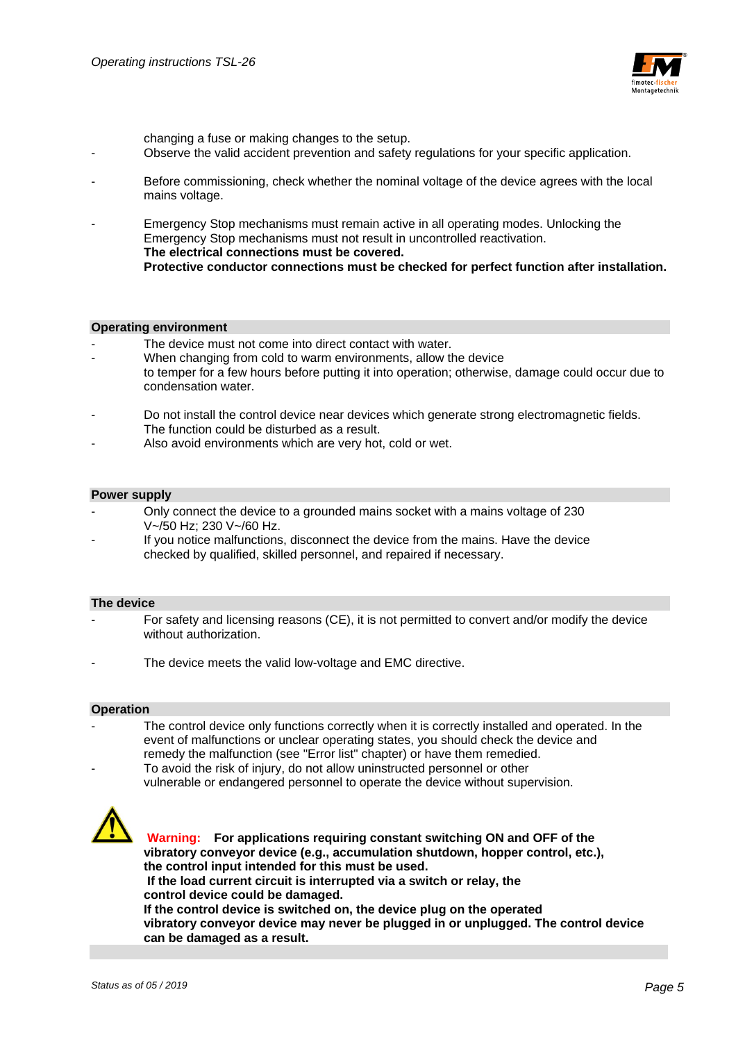changing a fuse or making changes to the setup.

- Observe the valid accident prevention and safety regulations for your specific application.

- Before commissioning, check whether the nominal voltage of the device agrees with the local mains voltage.

- Emergency Stop mechanisms must remain active in all operating modes. Unlocking the Emergency Stop mechanisms must not result in uncontrolled reactivation.
  **The electrical connections must be covered.**
  **Protective conductor connections must be checked for perfect function after installation.**

## Operating environment

- The device must not come into direct contact with water.
- When changing from cold to warm environments, allow the device to temper for a few hours before putting it into operation; otherwise, damage could occur due to condensation water.

- Do not install the control device near devices which generate strong electromagnetic fields. The function could be disturbed as a result.
- Also avoid environments which are very hot, cold or wet.

## Power supply

- Only connect the device to a grounded mains socket with a mains voltage of 230 V~/50 Hz; 230 V~/60 Hz.
- If you notice malfunctions, disconnect the device from the mains. Have the device checked by qualified, skilled personnel, and repaired if necessary.

## The device

- For safety and licensing reasons (CE), it is not permitted to convert and/or modify the device without authorization.

- The device meets the valid low-voltage and EMC directive.

## Operation

- The control device only functions correctly when it is correctly installed and operated. In the event of malfunctions or unclear operating states, you should check the device and remedy the malfunction (see "Error list" chapter) or have them remedied.
- To avoid the risk of injury, do not allow uninstructed personnel or other vulnerable or endangered personnel to operate the device without supervision.

**Warning: For applications requiring constant switching ON and OFF of the vibratory conveyor device (e.g., accumulation shutdown, hopper control, etc.), the control input intended for this must be used.**
**If the load current circuit is interrupted via a switch or relay, the control device could be damaged.**
**If the control device is switched on, the device plug on the operated vibratory conveyor device may never be plugged in or unplugged. The control device can be damaged as a result.**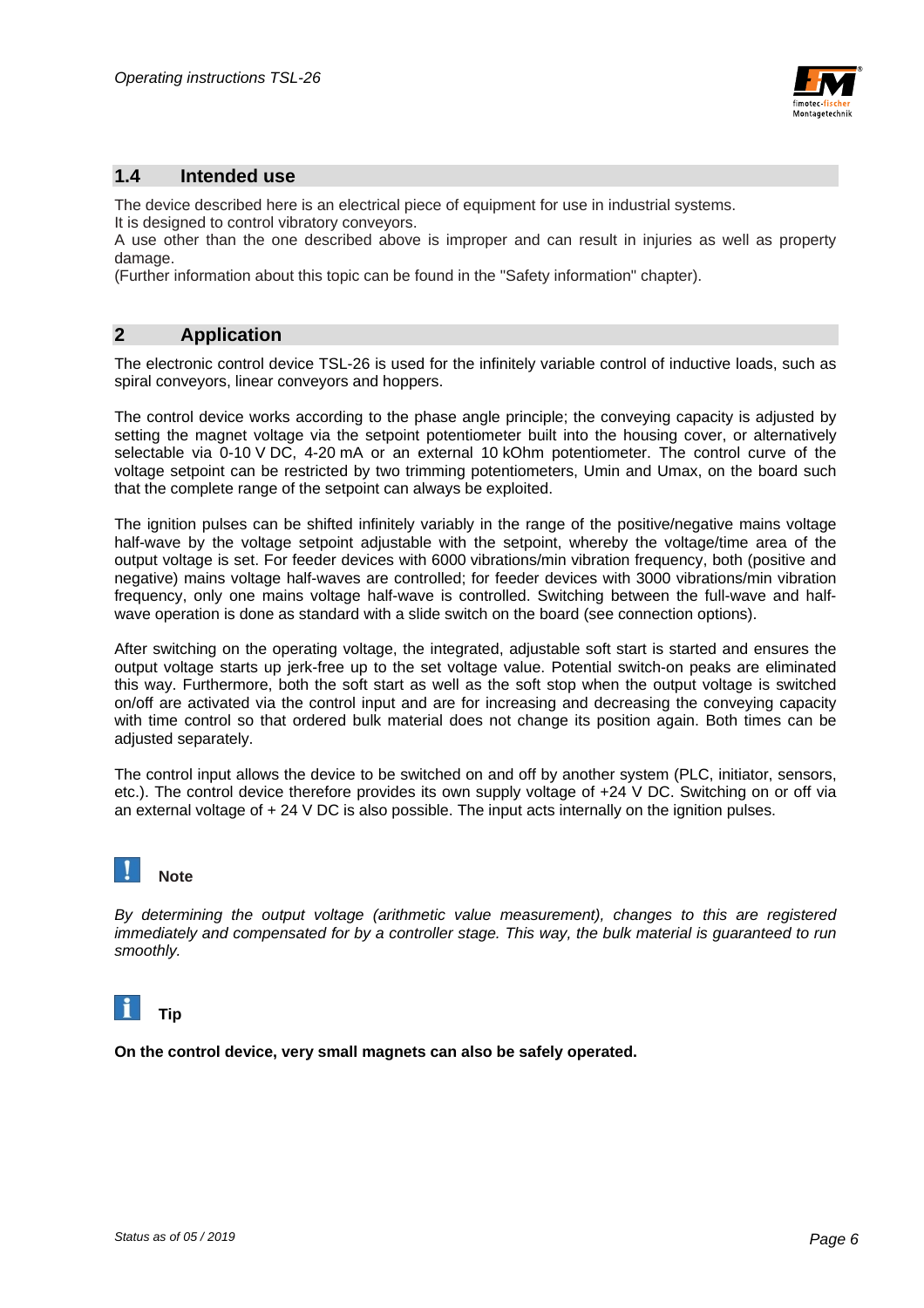## 1.4 Intended use

The device described here is an electrical piece of equipment for use in industrial systems.
It is designed to control vibratory conveyors.
A use other than the one described above is improper and can result in injuries as well as property damage.
(Further information about this topic can be found in the "Safety information" chapter).

# 2 Application

The electronic control device TSL-26 is used for the infinitely variable control of inductive loads, such as spiral conveyors, linear conveyors and hoppers.

The control device works according to the phase angle principle; the conveying capacity is adjusted by setting the magnet voltage via the setpoint potentiometer built into the housing cover, or alternatively selectable via 0-10 V DC, 4-20 mA or an external 10 kOhm potentiometer. The control curve of the voltage setpoint can be restricted by two trimming potentiometers, Umin and Umax, on the board such that the complete range of the setpoint can always be exploited.

The ignition pulses can be shifted infinitely variably in the range of the positive/negative mains voltage half-wave by the voltage setpoint adjustable with the setpoint, whereby the voltage/time area of the output voltage is set. For feeder devices with 6000 vibrations/min vibration frequency, both (positive and negative) mains voltage half-waves are controlled; for feeder devices with 3000 vibrations/min vibration frequency, only one mains voltage half-wave is controlled. Switching between the full-wave and half-wave operation is done as standard with a slide switch on the board (see connection options).

After switching on the operating voltage, the integrated, adjustable soft start is started and ensures the output voltage starts up jerk-free up to the set voltage value. Potential switch-on peaks are eliminated this way. Furthermore, both the soft start as well as the soft stop when the output voltage is switched on/off are activated via the control input and are for increasing and decreasing the conveying capacity with time control so that ordered bulk material does not change its position again. Both times can be adjusted separately.

The control input allows the device to be switched on and off by another system (PLC, initiator, sensors, etc.). The control device therefore provides its own supply voltage of +24 V DC. Switching on or off via an external voltage of + 24 V DC is also possible. The input acts internally on the ignition pulses.

**Note**

*By determining the output voltage (arithmetic value measurement), changes to this are registered immediately and compensated for by a controller stage. This way, the bulk material is guaranteed to run smoothly.*

**Tip**

**On the control device, very small magnets can also be safely operated.**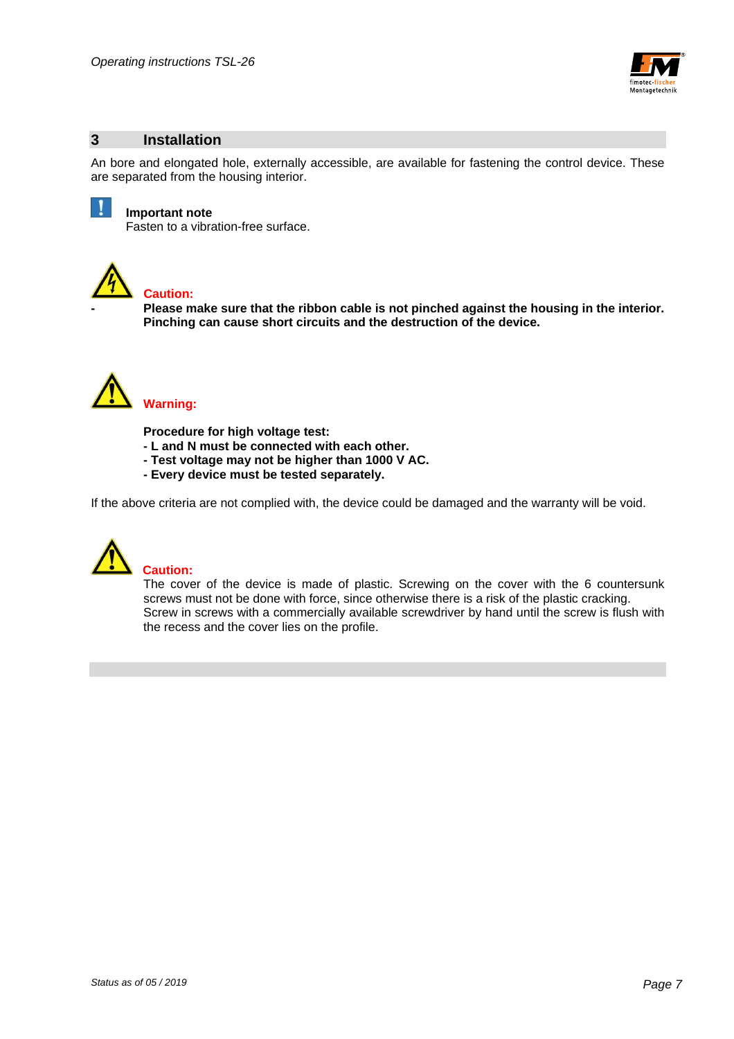## 3 Installation

An bore and elongated hole, externally accessible, are available for fastening the control device. These are separated from the housing interior.

**Important note**
Fasten to a vibration-free surface.

**Caution:**

- **Please make sure that the ribbon cable is not pinched against the housing in the interior. Pinching can cause short circuits and the destruction of the device.**

**Warning:**

**Procedure for high voltage test:**
**- L and N must be connected with each other.**
**- Test voltage may not be higher than 1000 V AC.**
**- Every device must be tested separately.**

If the above criteria are not complied with, the device could be damaged and the warranty will be void.

**Caution:**
The cover of the device is made of plastic. Screwing on the cover with the 6 countersunk screws must not be done with force, since otherwise there is a risk of the plastic cracking.
Screw in screws with a commercially available screwdriver by hand until the screw is flush with the recess and the cover lies on the profile.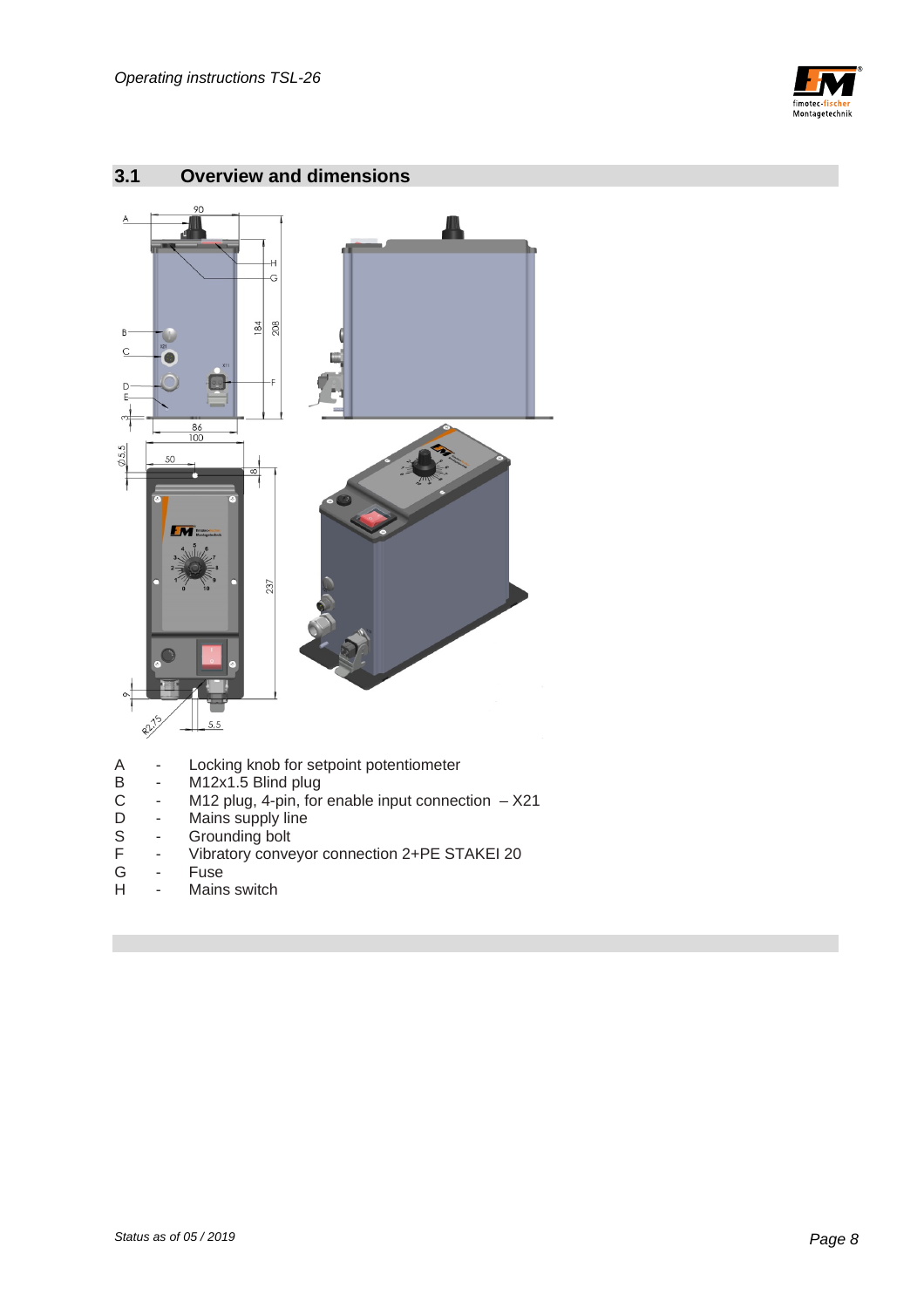## 3.1 Overview and dimensions

A - Locking knob for setpoint potentiometer
B - M12x1.5 Blind plug
C - M12 plug, 4-pin, for enable input connection – X21
D - Mains supply line
S - Grounding bolt
F - Vibratory conveyor connection 2+PE STAKEI 20
G - Fuse
H - Mains switch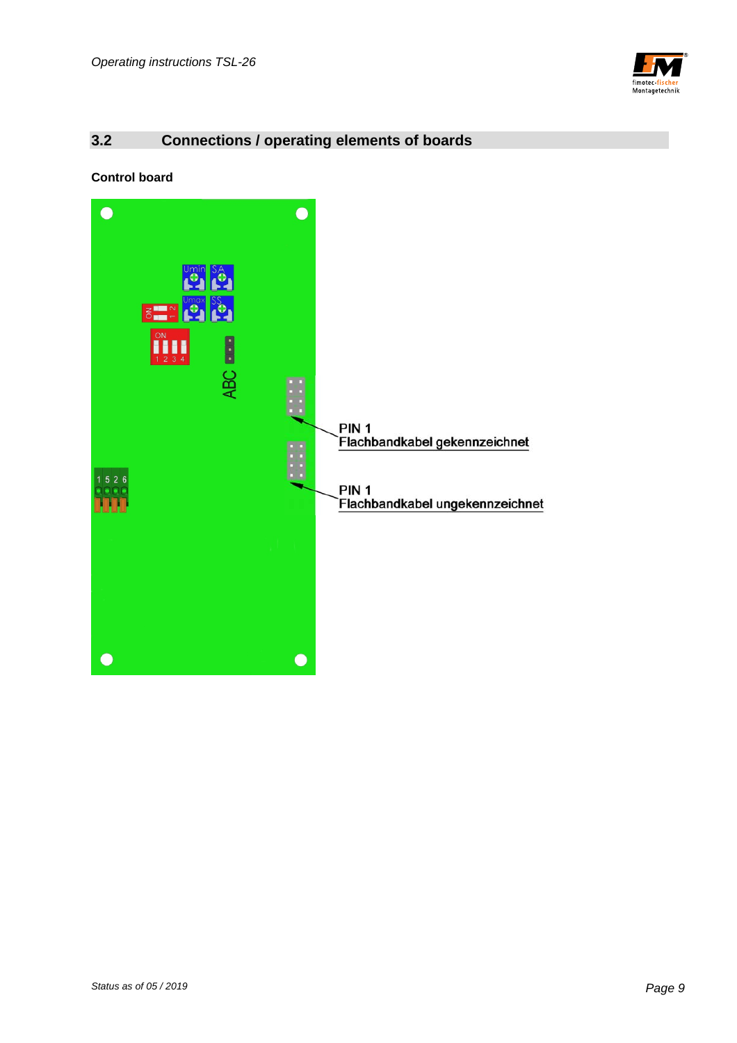## 3.2 Connections / operating elements of boards

**Control board**

Umin SA

Umax SS

ON 1 2

ON 1 2 3 4

ABC

1 5 2 6

PIN 1
Flachbandkabel gekennzeichnet

PIN 1
Flachbandkabel ungekennzeichnet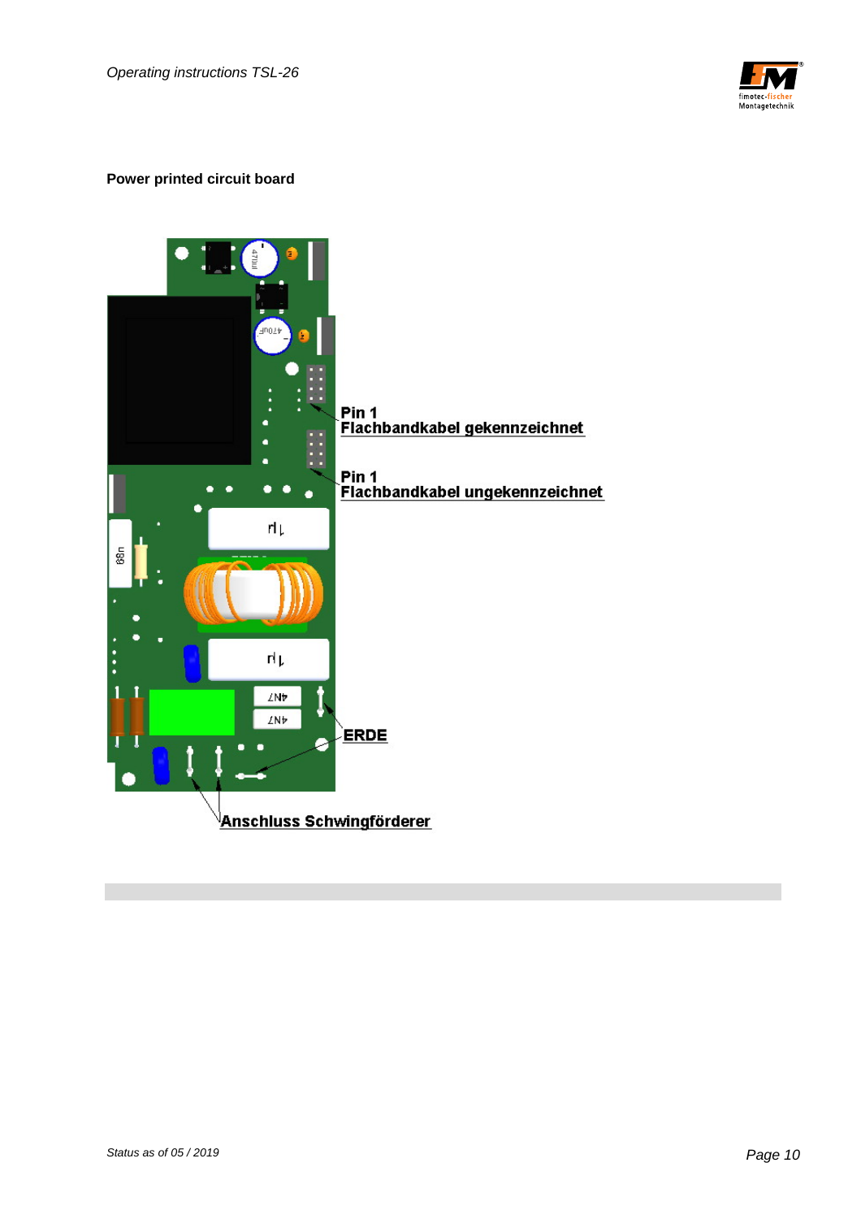**Power printed circuit board**

Pin 1
Flachbandkabel gekennzeichnet

Pin 1
Flachbandkabel ungekennzeichnet

ERDE

Anschluss Schwingförderer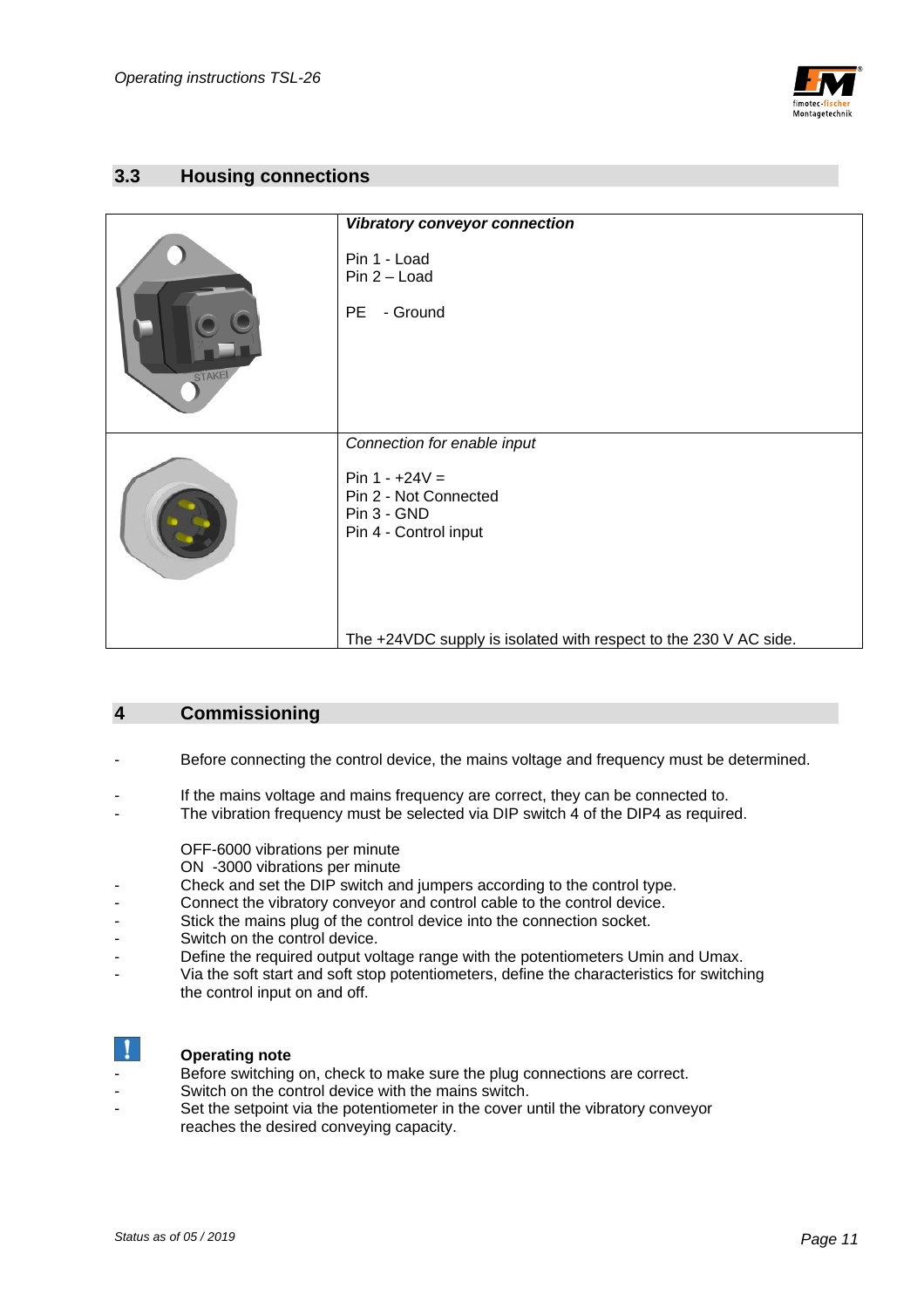## 3.3 Housing connections

| | |
|---|---|
| | ***Vibratory conveyor connection***<br><br>Pin 1 - Load<br>Pin 2 – Load<br><br>PE - Ground |
| | *Connection for enable input*<br><br>Pin 1 - +24V =<br>Pin 2 - Not Connected<br>Pin 3 - GND<br>Pin 4 - Control input<br><br>The +24VDC supply is isolated with respect to the 230 V AC side. |

## 4 Commissioning

- Before connecting the control device, the mains voltage and frequency must be determined.

- If the mains voltage and mains frequency are correct, they can be connected to.
- The vibration frequency must be selected via DIP switch 4 of the DIP4 as required.

  OFF-6000 vibrations per minute
  ON -3000 vibrations per minute
- Check and set the DIP switch and jumpers according to the control type.
- Connect the vibratory conveyor and control cable to the control device.
- Stick the mains plug of the control device into the connection socket.
- Switch on the control device.
- Define the required output voltage range with the potentiometers Umin and Umax.
- Via the soft start and soft stop potentiometers, define the characteristics for switching the control input on and off.

**Operating note**

- Before switching on, check to make sure the plug connections are correct.
- Switch on the control device with the mains switch.
- Set the setpoint via the potentiometer in the cover until the vibratory conveyor reaches the desired conveying capacity.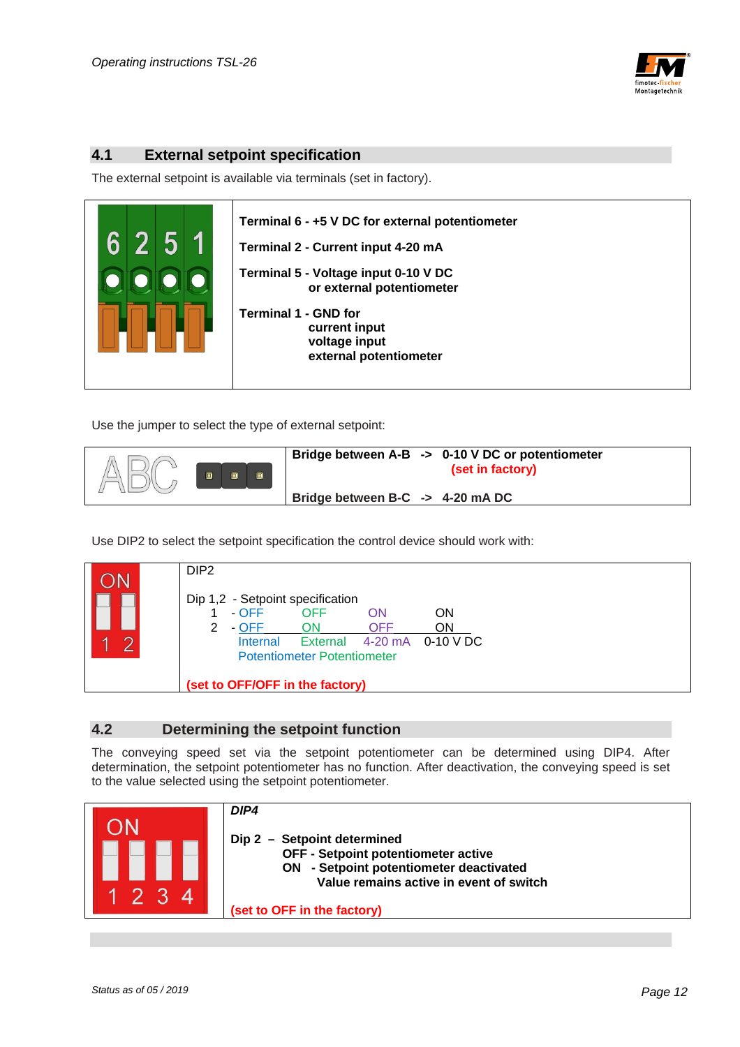## 4.1 External setpoint specification

The external setpoint is available via terminals (set in factory).

| 6 2 5 1 | **Terminal 6 - +5 V DC for external potentiometer**<br>**Terminal 2 - Current input 4-20 mA**<br>**Terminal 5 - Voltage input 0-10 V DC or external potentiometer**<br>**Terminal 1 - GND for current input, voltage input, external potentiometer** |
|---|---|

Use the jumper to select the type of external setpoint:

| ABC | **Bridge between A-B -> 0-10 V DC or potentiometer (set in factory)**<br>**Bridge between B-C -> 4-20 mA DC** |
|---|---|

Use DIP2 to select the setpoint specification the control device should work with:

| ON 1 2 | DIP2 |
|---|---|

Dip 1,2 - Setpoint specification

| Dip | | | | |
|---|---|---|---|---|
| 1 | OFF | OFF | ON | ON |
| 2 | OFF | ON | OFF | ON |
| | Internal Potentiometer | External Potentiometer | 4-20 mA | 0-10 V DC |

**(set to OFF/OFF in the factory)**

## 4.2 Determining the setpoint function

The conveying speed set via the setpoint potentiometer can be determined using DIP4. After determination, the setpoint potentiometer has no function. After deactivation, the conveying speed is set to the value selected using the setpoint potentiometer.

***DIP4***

**Dip 2 – Setpoint determined**
- **OFF - Setpoint potentiometer active**
- **ON - Setpoint potentiometer deactivated**
  **Value remains active in event of switch**

**(set to OFF in the factory)**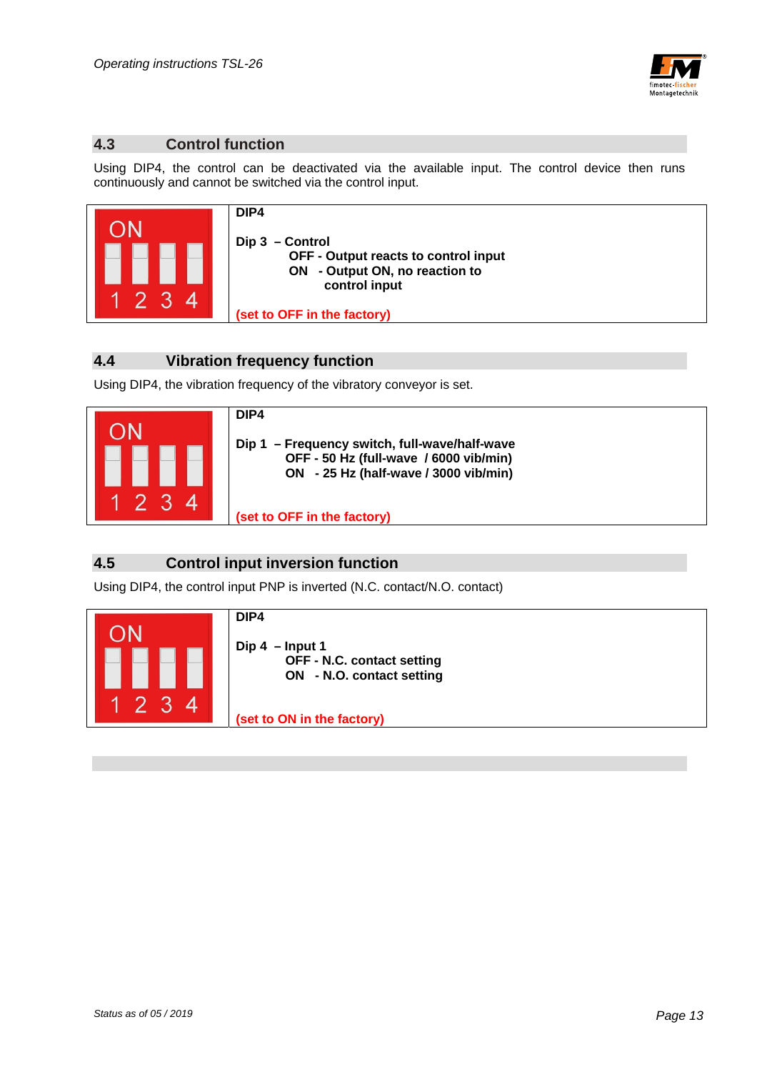## 4.3 Control function

Using DIP4, the control can be deactivated via the available input. The control device then runs continuously and cannot be switched via the control input.

| ON 1 2 3 4 | **DIP4**<br><br>**Dip 3 – Control**<br>**OFF - Output reacts to control input**<br>**ON - Output ON, no reaction to control input**<br><br>**(set to OFF in the factory)** |
|---|---|

## 4.4 Vibration frequency function

Using DIP4, the vibration frequency of the vibratory conveyor is set.

| ON 1 2 3 4 | **DIP4**<br><br>**Dip 1 – Frequency switch, full-wave/half-wave**<br>**OFF - 50 Hz (full-wave / 6000 vib/min)**<br>**ON - 25 Hz (half-wave / 3000 vib/min)**<br><br>**(set to OFF in the factory)** |
|---|---|

## 4.5 Control input inversion function

Using DIP4, the control input PNP is inverted (N.C. contact/N.O. contact)

| ON 1 2 3 4 | **DIP4**<br><br>**Dip 4 – Input 1**<br>**OFF - N.C. contact setting**<br>**ON - N.O. contact setting**<br><br>**(set to ON in the factory)** |
|---|---|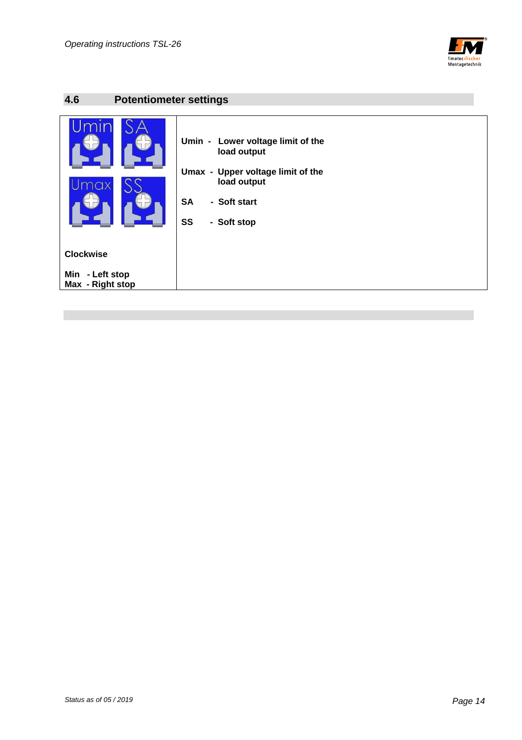## 4.6 Potentiometer settings

| Umin / SA / Umax / SS | |
|---|---|
| **Clockwise**<br><br>**Min - Left stop**<br>**Max - Right stop** | **Umin - Lower voltage limit of the load output**<br><br>**Umax - Upper voltage limit of the load output**<br><br>**SA - Soft start**<br><br>**SS - Soft stop** |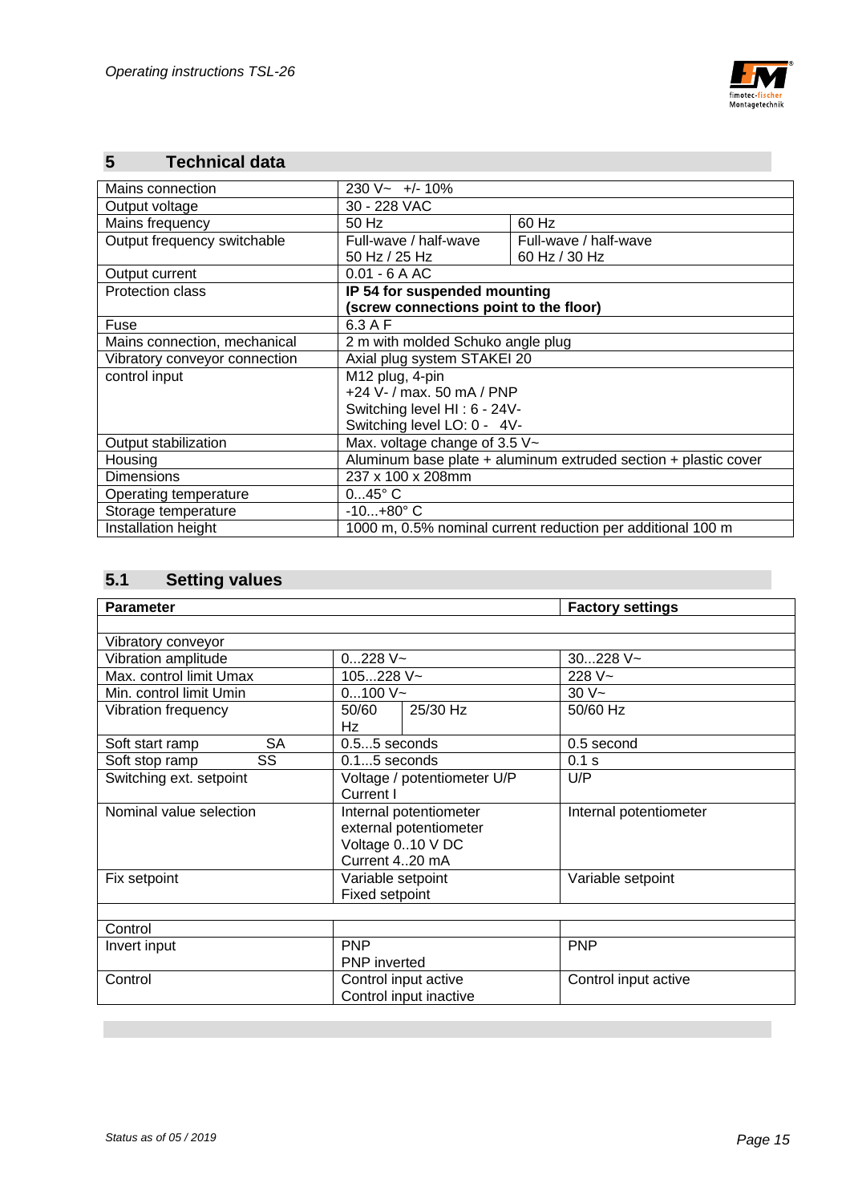## 5 Technical data

| | | |
|---|---|---|
| Mains connection | 230 V~ +/- 10% | |
| Output voltage | 30 - 228 VAC | |
| Mains frequency | 50 Hz | 60 Hz |
| Output frequency switchable | Full-wave / half-wave<br>50 Hz / 25 Hz | Full-wave / half-wave<br>60 Hz / 30 Hz |
| Output current | 0.01 - 6 A AC | |
| Protection class | **IP 54 for suspended mounting<br>(screw connections point to the floor)** | |
| Fuse | 6.3 A F | |
| Mains connection, mechanical | 2 m with molded Schuko angle plug | |
| Vibratory conveyor connection | Axial plug system STAKEI 20 | |
| control input | M12 plug, 4-pin<br>+24 V- / max. 50 mA / PNP<br>Switching level HI : 6 - 24V-<br>Switching level LO: 0 - 4V- | |
| Output stabilization | Max. voltage change of 3.5 V~ | |
| Housing | Aluminum base plate + aluminum extruded section + plastic cover | |
| Dimensions | 237 x 100 x 208mm | |
| Operating temperature | 0...45° C | |
| Storage temperature | -10...+80° C | |
| Installation height | 1000 m, 0.5% nominal current reduction per additional 100 m | |

## 5.1 Setting values

| **Parameter** | | | **Factory settings** |
|---|---|---|---|
| | | | |
| Vibratory conveyor | | | |
| Vibration amplitude | 0...228 V~ | | 30...228 V~ |
| Max. control limit Umax | 105...228 V~ | | 228 V~ |
| Min. control limit Umin | 0...100 V~ | | 30 V~ |
| Vibration frequency | 50/60 Hz | 25/30 Hz | 50/60 Hz |
| Soft start ramp SA | 0.5...5 seconds | | 0.5 second |
| Soft stop ramp SS | 0.1...5 seconds | | 0.1 s |
| Switching ext. setpoint | Voltage / potentiometer U/P<br>Current I | | U/P |
| Nominal value selection | Internal potentiometer<br>external potentiometer<br>Voltage 0..10 V DC<br>Current 4..20 mA | | Internal potentiometer |
| Fix setpoint | Variable setpoint<br>Fixed setpoint | | Variable setpoint |
| | | | |
| Control | | | |
| Invert input | PNP<br>PNP inverted | | PNP |
| Control | Control input active<br>Control input inactive | | Control input active |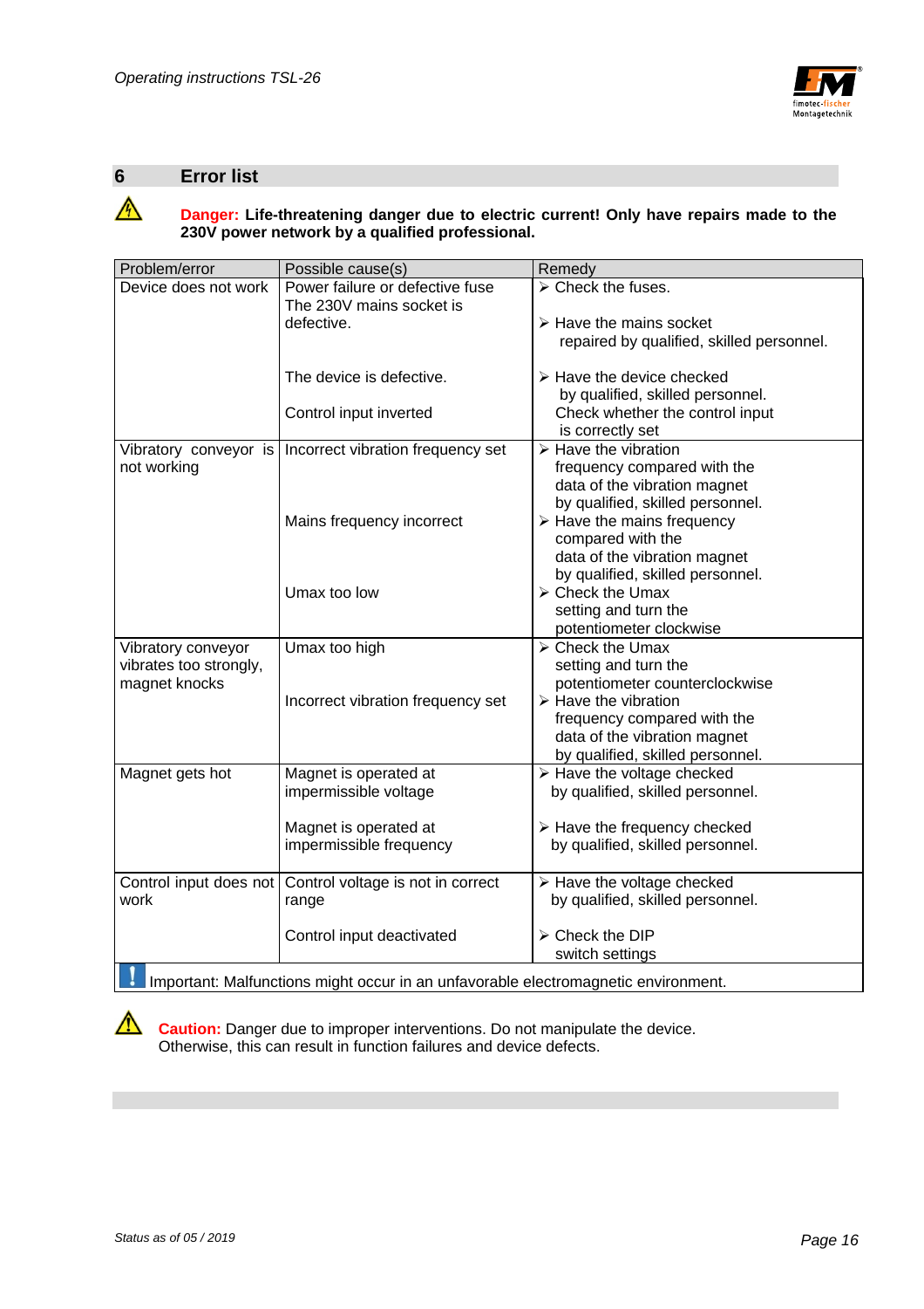## 6 Error list

⚠ **Danger: Life-threatening danger due to electric current! Only have repairs made to the 230V power network by a qualified professional.**

| Problem/error | Possible cause(s) | Remedy |
|---|---|---|
| Device does not work | Power failure or defective fuse<br>The 230V mains socket is defective.<br><br>The device is defective.<br><br>Control input inverted | ➢ Check the fuses.<br><br>➢ Have the mains socket repaired by qualified, skilled personnel.<br><br>➢ Have the device checked by qualified, skilled personnel.<br>Check whether the control input is correctly set |
| Vibratory conveyor is not working | Incorrect vibration frequency set<br><br>Mains frequency incorrect<br><br>Umax too low | ➢ Have the vibration frequency compared with the data of the vibration magnet by qualified, skilled personnel.<br>➢ Have the mains frequency compared with the data of the vibration magnet by qualified, skilled personnel.<br>➢ Check the Umax setting and turn the potentiometer clockwise |
| Vibratory conveyor vibrates too strongly, magnet knocks | Umax too high<br><br>Incorrect vibration frequency set | ➢ Check the Umax setting and turn the potentiometer counterclockwise<br>➢ Have the vibration frequency compared with the data of the vibration magnet by qualified, skilled personnel. |
| Magnet gets hot | Magnet is operated at impermissible voltage<br><br>Magnet is operated at impermissible frequency | ➢ Have the voltage checked by qualified, skilled personnel.<br><br>➢ Have the frequency checked by qualified, skilled personnel. |
| Control input does not work | Control voltage is not in correct range<br><br>Control input deactivated | ➢ Have the voltage checked by qualified, skilled personnel.<br><br>➢ Check the DIP switch settings |

! Important: Malfunctions might occur in an unfavorable electromagnetic environment.

⚠ **Caution:** Danger due to improper interventions. Do not manipulate the device. Otherwise, this can result in function failures and device defects.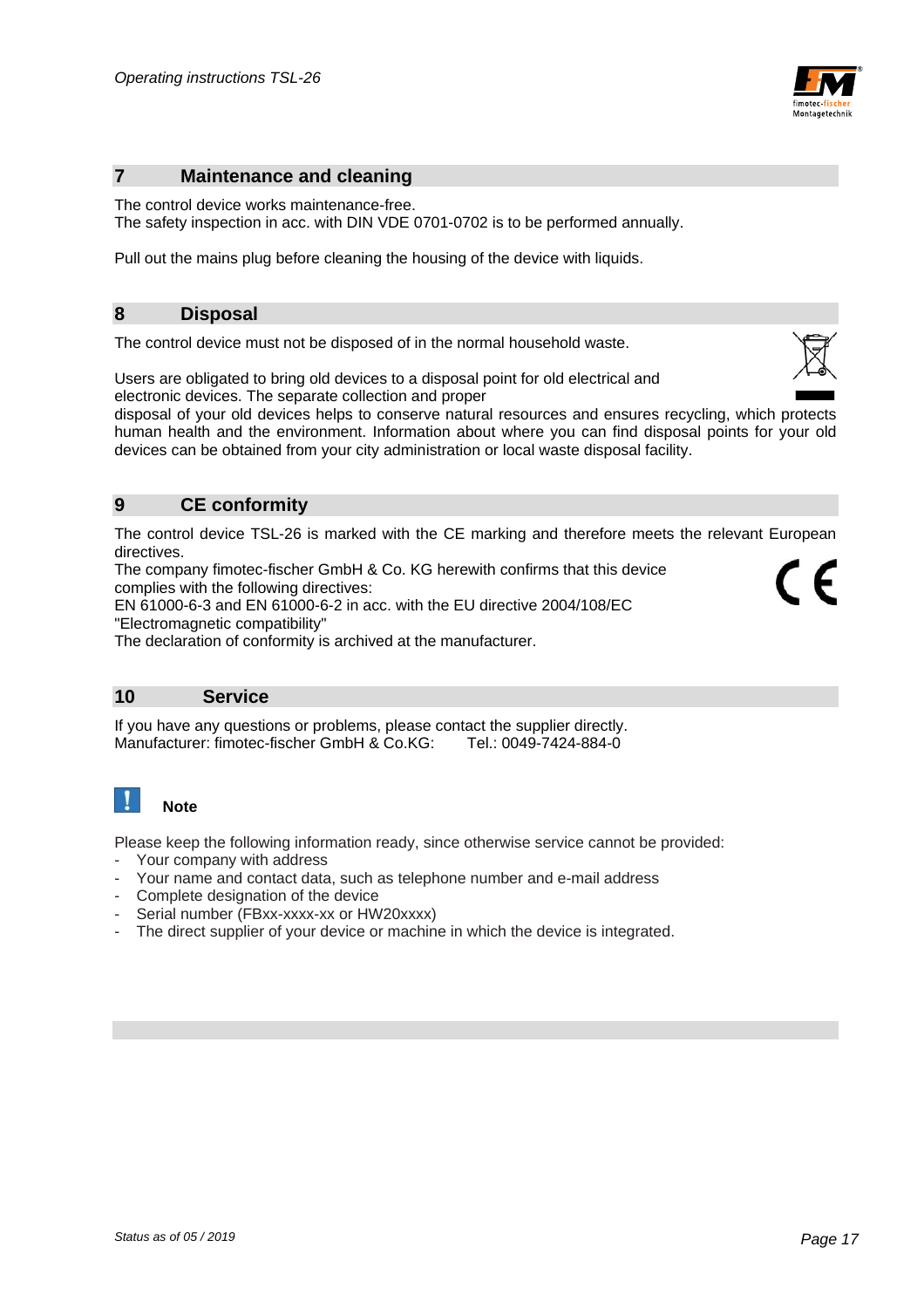## 7 Maintenance and cleaning

The control device works maintenance-free.
The safety inspection in acc. with DIN VDE 0701-0702 is to be performed annually.

Pull out the mains plug before cleaning the housing of the device with liquids.

## 8 Disposal

The control device must not be disposed of in the normal household waste.

Users are obligated to bring old devices to a disposal point for old electrical and electronic devices. The separate collection and proper disposal of your old devices helps to conserve natural resources and ensures recycling, which protects human health and the environment. Information about where you can find disposal points for your old devices can be obtained from your city administration or local waste disposal facility.

## 9 CE conformity

The control device TSL-26 is marked with the CE marking and therefore meets the relevant European directives.
The company fimotec-fischer GmbH & Co. KG herewith confirms that this device complies with the following directives:
EN 61000-6-3 and EN 61000-6-2 in acc. with the EU directive 2004/108/EC "Electromagnetic compatibility"
The declaration of conformity is archived at the manufacturer.

## 10 Service

If you have any questions or problems, please contact the supplier directly.
Manufacturer: fimotec-fischer GmbH & Co.KG: Tel.: 0049-7424-884-0

**Note**

Please keep the following information ready, since otherwise service cannot be provided:

- Your company with address
- Your name and contact data, such as telephone number and e-mail address
- Complete designation of the device
- Serial number (FBxx-xxxx-xx or HW20xxxx)
- The direct supplier of your device or machine in which the device is integrated.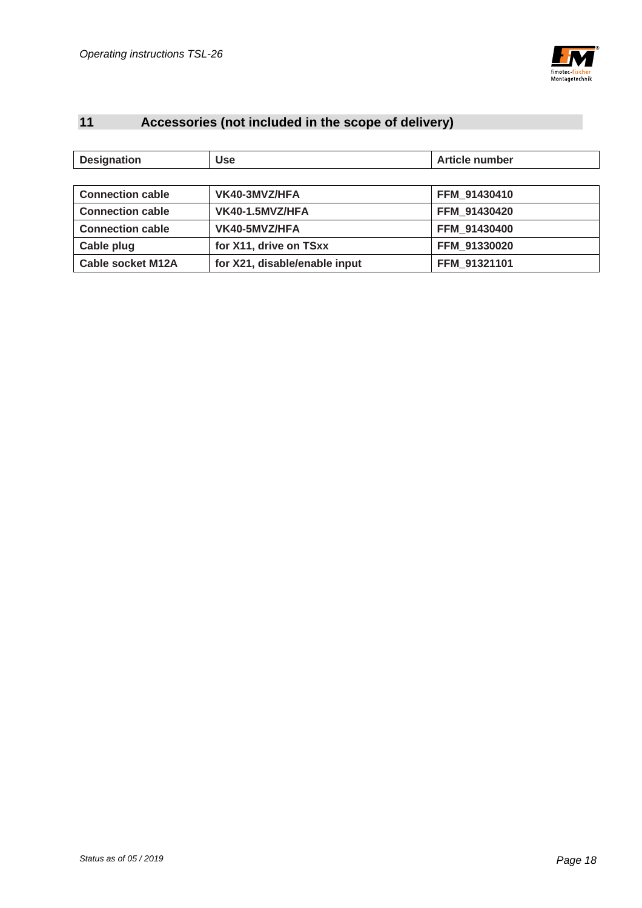## 11 Accessories (not included in the scope of delivery)

| Designation | Use | Article number |
|---|---|---|
| **Connection cable** | **VK40-3MVZ/HFA** | **FFM_91430410** |
| **Connection cable** | **VK40-1.5MVZ/HFA** | **FFM_91430420** |
| **Connection cable** | **VK40-5MVZ/HFA** | **FFM_91430400** |
| **Cable plug** | **for X11, drive on TSxx** | **FFM_91330020** |
| **Cable socket M12A** | **for X21, disable/enable input** | **FFM_91321101** |

*Status as of 05 / 2019*